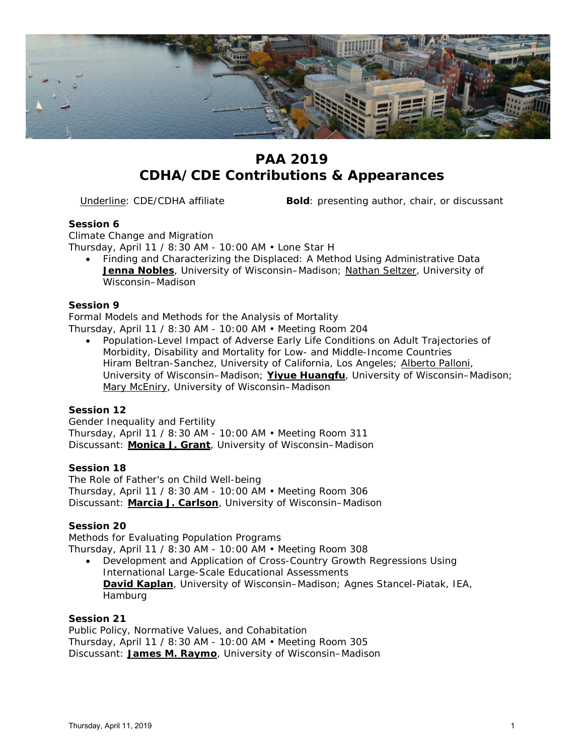# PAA 2019
# CDHA/CDE Contributions & Appearances

<u>Underline</u>: CDE/CDHA affiliate **Bold**: presenting author, chair, or discussant

**Session 6**
Climate Change and Migration
Thursday, April 11 / 8:30 AM - 10:00 AM • Lone Star H

- Finding and Characterizing the Displaced: A Method Using Administrative Data
  **<u>Jenna Nobles</u>**, University of Wisconsin–Madison; <u>Nathan Seltzer</u>, University of Wisconsin–Madison

**Session 9**
Formal Models and Methods for the Analysis of Mortality
Thursday, April 11 / 8:30 AM - 10:00 AM • Meeting Room 204

- Population-Level Impact of Adverse Early Life Conditions on Adult Trajectories of Morbidity, Disability and Mortality for Low- and Middle-Income Countries
  Hiram Beltran-Sanchez, University of California, Los Angeles; <u>Alberto Palloni</u>, University of Wisconsin–Madison; **<u>Yiyue Huangfu</u>**, University of Wisconsin–Madison; <u>Mary McEniry</u>, University of Wisconsin–Madison

**Session 12**
Gender Inequality and Fertility
Thursday, April 11 / 8:30 AM - 10:00 AM • Meeting Room 311
Discussant: **<u>Monica J. Grant</u>**, University of Wisconsin–Madison

**Session 18**
The Role of Father's on Child Well-being
Thursday, April 11 / 8:30 AM - 10:00 AM • Meeting Room 306
Discussant: **<u>Marcia J. Carlson</u>**, University of Wisconsin–Madison

**Session 20**
Methods for Evaluating Population Programs
Thursday, April 11 / 8:30 AM - 10:00 AM • Meeting Room 308

- Development and Application of Cross-Country Growth Regressions Using International Large-Scale Educational Assessments
  **<u>David Kaplan</u>**, University of Wisconsin–Madison; Agnes Stancel-Piatak, IEA, Hamburg

**Session 21**
Public Policy, Normative Values, and Cohabitation
Thursday, April 11 / 8:30 AM - 10:00 AM • Meeting Room 305
Discussant: **<u>James M. Raymo</u>**, University of Wisconsin–Madison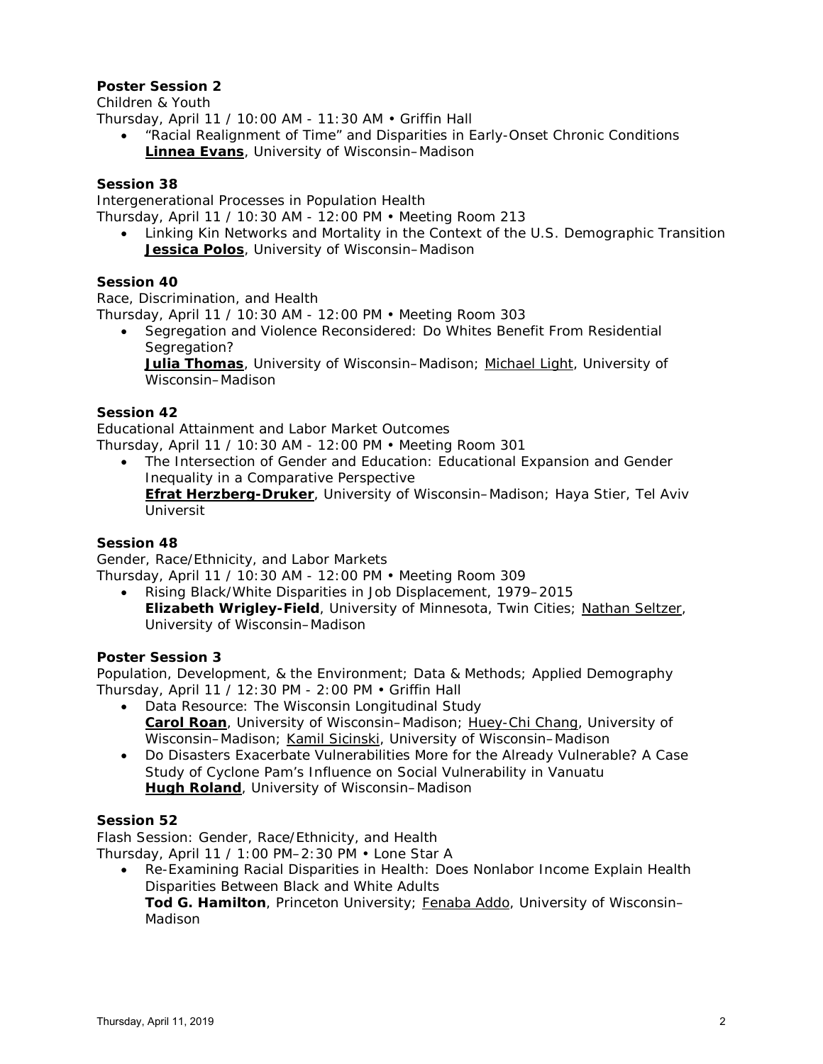**Poster Session 2**
Children & Youth
Thursday, April 11 / 10:00 AM - 11:30 AM • Griffin Hall

- “Racial Realignment of Time” and Disparities in Early-Onset Chronic Conditions
  **Linnea Evans**, University of Wisconsin–Madison

**Session 38**
Intergenerational Processes in Population Health
Thursday, April 11 / 10:30 AM - 12:00 PM • Meeting Room 213

- Linking Kin Networks and Mortality in the Context of the U.S. Demographic Transition
  **Jessica Polos**, University of Wisconsin–Madison

**Session 40**
Race, Discrimination, and Health
Thursday, April 11 / 10:30 AM - 12:00 PM • Meeting Room 303

- Segregation and Violence Reconsidered: Do Whites Benefit From Residential Segregation?
  **Julia Thomas**, University of Wisconsin–Madison; Michael Light, University of Wisconsin–Madison

**Session 42**
Educational Attainment and Labor Market Outcomes
Thursday, April 11 / 10:30 AM - 12:00 PM • Meeting Room 301

- The Intersection of Gender and Education: Educational Expansion and Gender Inequality in a Comparative Perspective
  **Efrat Herzberg-Druker**, University of Wisconsin–Madison; Haya Stier, Tel Aviv Universit

**Session 48**
Gender, Race/Ethnicity, and Labor Markets
Thursday, April 11 / 10:30 AM - 12:00 PM • Meeting Room 309

- Rising Black/White Disparities in Job Displacement, 1979–2015
  **Elizabeth Wrigley-Field**, University of Minnesota, Twin Cities; Nathan Seltzer, University of Wisconsin–Madison

**Poster Session 3**
Population, Development, & the Environment; Data & Methods; Applied Demography
Thursday, April 11 / 12:30 PM - 2:00 PM • Griffin Hall

- Data Resource: The Wisconsin Longitudinal Study
  **Carol Roan**, University of Wisconsin–Madison; Huey-Chi Chang, University of Wisconsin–Madison; Kamil Sicinski, University of Wisconsin–Madison
- Do Disasters Exacerbate Vulnerabilities More for the Already Vulnerable? A Case Study of Cyclone Pam’s Influence on Social Vulnerability in Vanuatu
  **Hugh Roland**, University of Wisconsin–Madison

**Session 52**
Flash Session: Gender, Race/Ethnicity, and Health
Thursday, April 11 / 1:00 PM–2:30 PM • Lone Star A

- Re-Examining Racial Disparities in Health: Does Nonlabor Income Explain Health Disparities Between Black and White Adults
  **Tod G. Hamilton**, Princeton University; Fenaba Addo, University of Wisconsin–Madison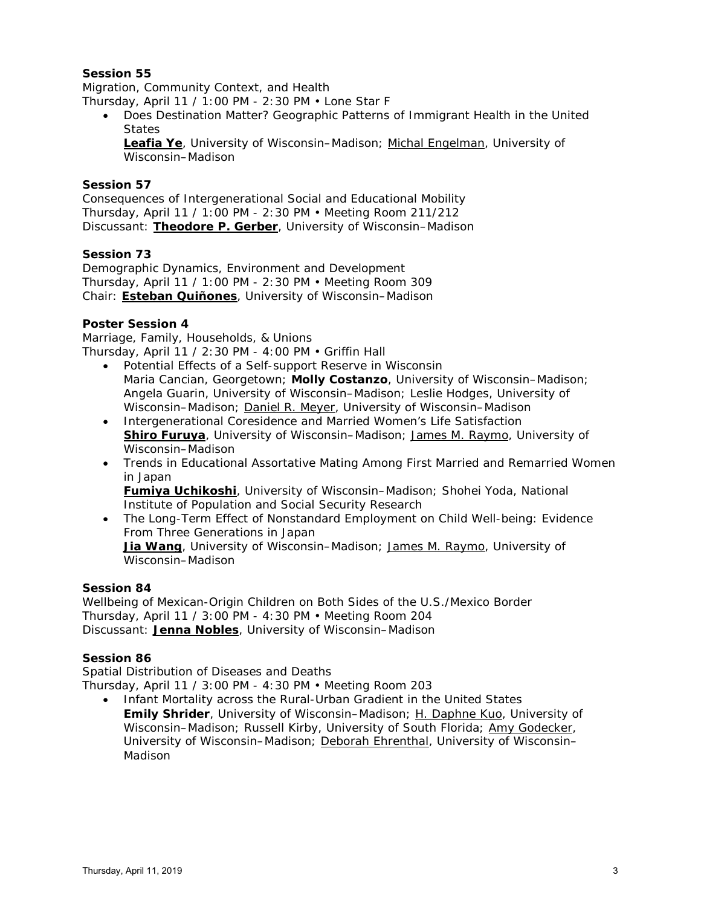**Session 55**
Migration, Community Context, and Health
Thursday, April 11 / 1:00 PM - 2:30 PM • Lone Star F

- Does Destination Matter? Geographic Patterns of Immigrant Health in the United States
  **Leafia Ye**, University of Wisconsin–Madison; Michal Engelman, University of Wisconsin–Madison

**Session 57**
Consequences of Intergenerational Social and Educational Mobility
Thursday, April 11 / 1:00 PM - 2:30 PM • Meeting Room 211/212
Discussant: **Theodore P. Gerber**, University of Wisconsin–Madison

**Session 73**
Demographic Dynamics, Environment and Development
Thursday, April 11 / 1:00 PM - 2:30 PM • Meeting Room 309
Chair: **Esteban Quiñones**, University of Wisconsin–Madison

**Poster Session 4**
Marriage, Family, Households, & Unions
Thursday, April 11 / 2:30 PM - 4:00 PM • Griffin Hall

- Potential Effects of a Self-support Reserve in Wisconsin
  Maria Cancian, Georgetown; **Molly Costanzo**, University of Wisconsin–Madison; Angela Guarin, University of Wisconsin–Madison; Leslie Hodges, University of Wisconsin–Madison; Daniel R. Meyer, University of Wisconsin–Madison
- Intergenerational Coresidence and Married Women's Life Satisfaction
  **Shiro Furuya**, University of Wisconsin–Madison; James M. Raymo, University of Wisconsin–Madison
- Trends in Educational Assortative Mating Among First Married and Remarried Women in Japan
  **Fumiya Uchikoshi**, University of Wisconsin–Madison; Shohei Yoda, National Institute of Population and Social Security Research
- The Long-Term Effect of Nonstandard Employment on Child Well-being: Evidence From Three Generations in Japan
  **Jia Wang**, University of Wisconsin–Madison; James M. Raymo, University of Wisconsin–Madison

**Session 84**
Wellbeing of Mexican-Origin Children on Both Sides of the U.S./Mexico Border
Thursday, April 11 / 3:00 PM - 4:30 PM • Meeting Room 204
Discussant: **Jenna Nobles**, University of Wisconsin–Madison

**Session 86**
Spatial Distribution of Diseases and Deaths
Thursday, April 11 / 3:00 PM - 4:30 PM • Meeting Room 203

- Infant Mortality across the Rural-Urban Gradient in the United States
  **Emily Shrider**, University of Wisconsin–Madison; H. Daphne Kuo, University of Wisconsin–Madison; Russell Kirby, University of South Florida; Amy Godecker, University of Wisconsin–Madison; Deborah Ehrenthal, University of Wisconsin–Madison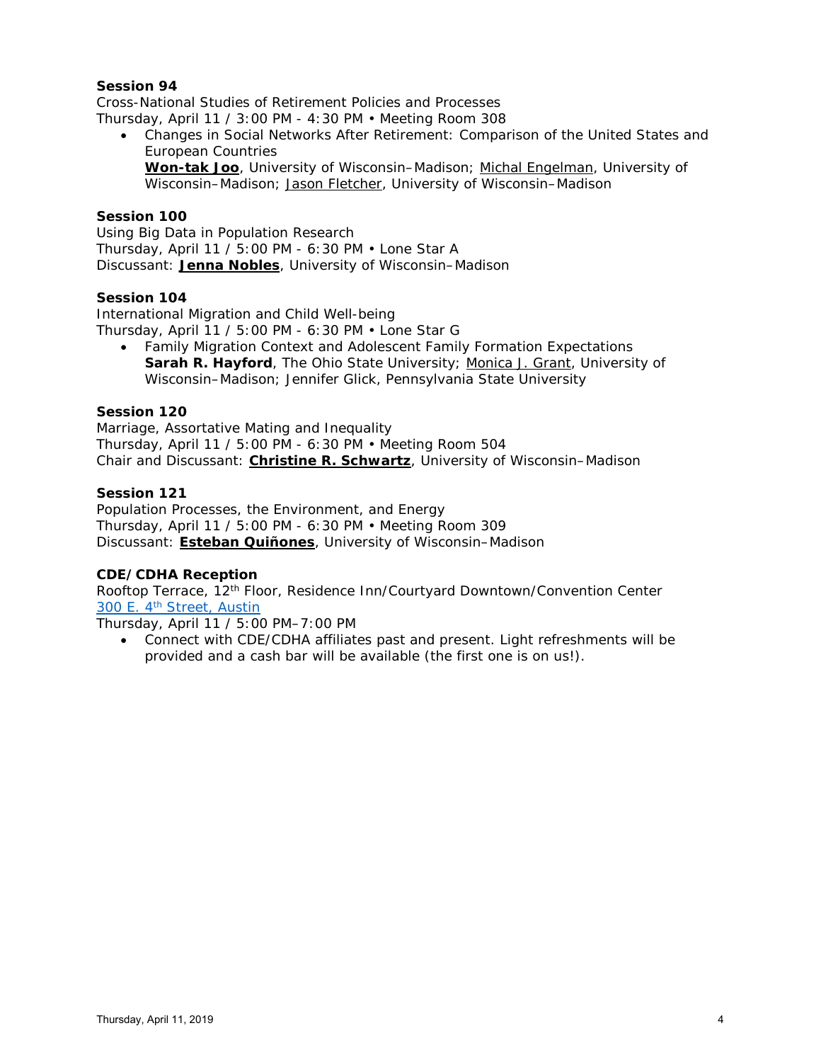**Session 94**
Cross-National Studies of Retirement Policies and Processes
Thursday, April 11 / 3:00 PM - 4:30 PM • Meeting Room 308

- Changes in Social Networks After Retirement: Comparison of the United States and European Countries
  **Won-tak Joo**, University of Wisconsin–Madison; Michal Engelman, University of Wisconsin–Madison; Jason Fletcher, University of Wisconsin–Madison

**Session 100**
Using Big Data in Population Research
Thursday, April 11 / 5:00 PM - 6:30 PM • Lone Star A
Discussant: **Jenna Nobles**, University of Wisconsin–Madison

**Session 104**
International Migration and Child Well-being
Thursday, April 11 / 5:00 PM - 6:30 PM • Lone Star G

- Family Migration Context and Adolescent Family Formation Expectations
  **Sarah R. Hayford**, The Ohio State University; Monica J. Grant, University of Wisconsin–Madison; Jennifer Glick, Pennsylvania State University

**Session 120**
Marriage, Assortative Mating and Inequality
Thursday, April 11 / 5:00 PM - 6:30 PM • Meeting Room 504
Chair and Discussant: **Christine R. Schwartz**, University of Wisconsin–Madison

**Session 121**
Population Processes, the Environment, and Energy
Thursday, April 11 / 5:00 PM - 6:30 PM • Meeting Room 309
Discussant: **Esteban Quiñones**, University of Wisconsin–Madison

**CDE/CDHA Reception**
Rooftop Terrace, 12th Floor, Residence Inn/Courtyard Downtown/Convention Center
300 E. 4th Street, Austin
Thursday, April 11 / 5:00 PM–7:00 PM

- Connect with CDE/CDHA affiliates past and present. Light refreshments will be provided and a cash bar will be available (the first one is on us!).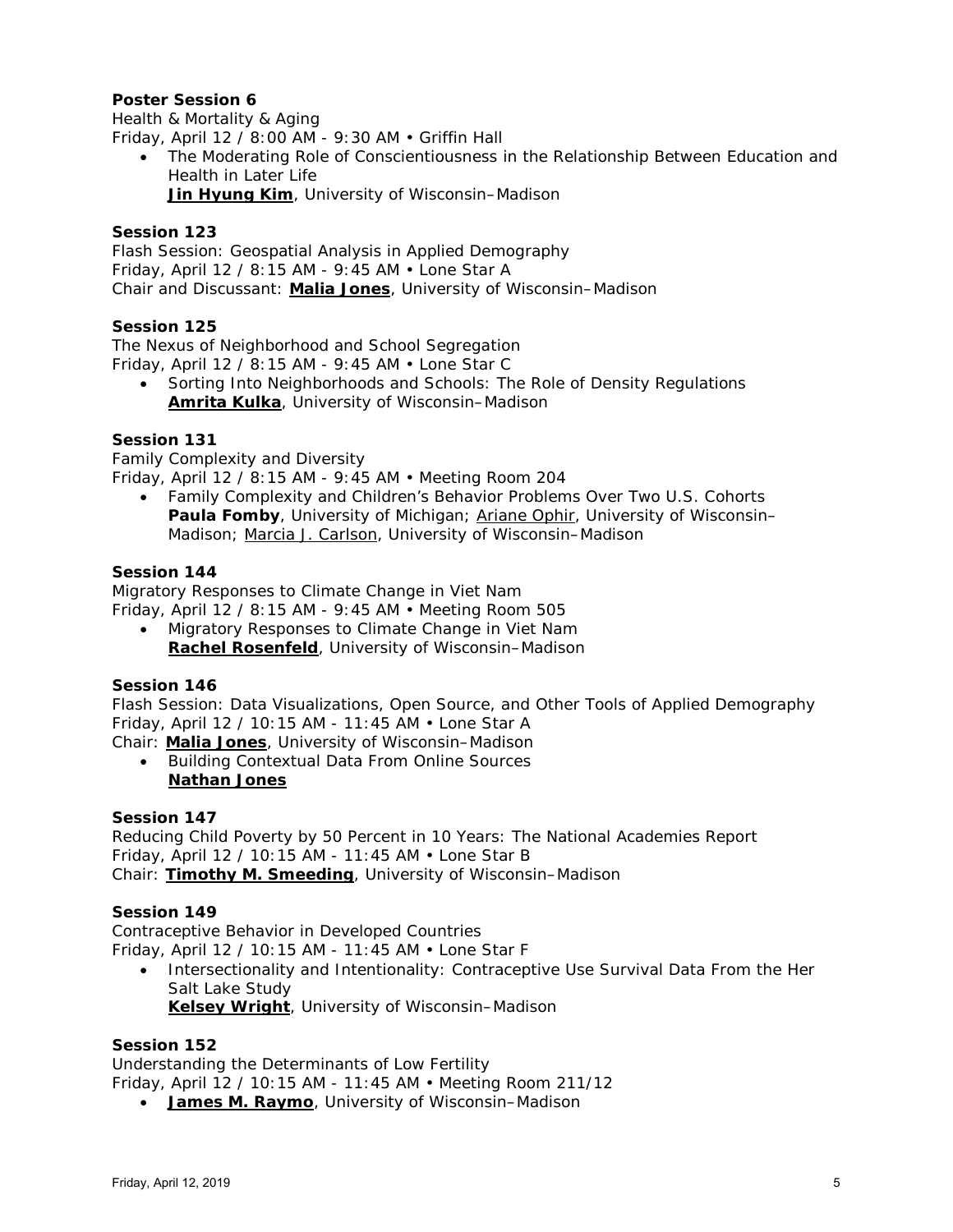**Poster Session 6**
Health & Mortality & Aging
Friday, April 12 / 8:00 AM - 9:30 AM • Griffin Hall

- The Moderating Role of Conscientiousness in the Relationship Between Education and Health in Later Life
  **Jin Hyung Kim**, University of Wisconsin–Madison

**Session 123**
Flash Session: Geospatial Analysis in Applied Demography
Friday, April 12 / 8:15 AM - 9:45 AM • Lone Star A
Chair and Discussant: **Malia Jones**, University of Wisconsin–Madison

**Session 125**
The Nexus of Neighborhood and School Segregation
Friday, April 12 / 8:15 AM - 9:45 AM • Lone Star C

- Sorting Into Neighborhoods and Schools: The Role of Density Regulations
  **Amrita Kulka**, University of Wisconsin–Madison

**Session 131**
Family Complexity and Diversity
Friday, April 12 / 8:15 AM - 9:45 AM • Meeting Room 204

- Family Complexity and Children's Behavior Problems Over Two U.S. Cohorts
  **Paula Fomby**, University of Michigan; Ariane Ophir, University of Wisconsin–Madison; Marcia J. Carlson, University of Wisconsin–Madison

**Session 144**
Migratory Responses to Climate Change in Viet Nam
Friday, April 12 / 8:15 AM - 9:45 AM • Meeting Room 505

- Migratory Responses to Climate Change in Viet Nam
  **Rachel Rosenfeld**, University of Wisconsin–Madison

**Session 146**
Flash Session: Data Visualizations, Open Source, and Other Tools of Applied Demography
Friday, April 12 / 10:15 AM - 11:45 AM • Lone Star A
Chair: **Malia Jones**, University of Wisconsin–Madison

- Building Contextual Data From Online Sources
  **Nathan Jones**

**Session 147**
Reducing Child Poverty by 50 Percent in 10 Years: The National Academies Report
Friday, April 12 / 10:15 AM - 11:45 AM • Lone Star B
Chair: **Timothy M. Smeeding**, University of Wisconsin–Madison

**Session 149**
Contraceptive Behavior in Developed Countries
Friday, April 12 / 10:15 AM - 11:45 AM • Lone Star F

- Intersectionality and Intentionality: Contraceptive Use Survival Data From the Her Salt Lake Study
  **Kelsey Wright**, University of Wisconsin–Madison

**Session 152**
Understanding the Determinants of Low Fertility
Friday, April 12 / 10:15 AM - 11:45 AM • Meeting Room 211/12

- **James M. Raymo**, University of Wisconsin–Madison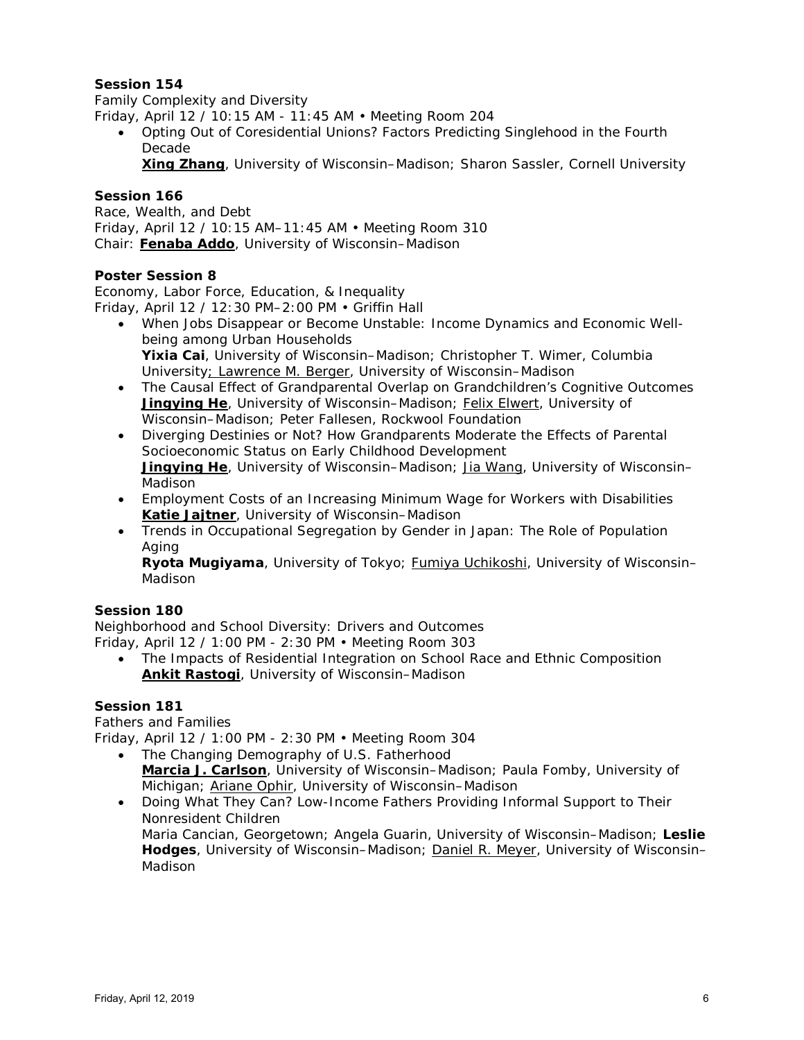**Session 154**

*Family Complexity and Diversity*

*Friday, April 12 / 10:15 AM - 11:45 AM • Meeting Room 204*

- *Opting Out of Coresidential Unions? Factors Predicting Singlehood in the Fourth Decade*
  **<u>Xing Zhang</u>**, University of Wisconsin–Madison; Sharon Sassler, Cornell University

**Session 166**

*Race, Wealth, and Debt*

*Friday, April 12 / 10:15 AM–11:45 AM • Meeting Room 310*

Chair: **<u>Fenaba Addo</u>**, University of Wisconsin–Madison

**Poster Session 8**

*Economy, Labor Force, Education, & Inequality*

*Friday, April 12 / 12:30 PM–2:00 PM • Griffin Hall*

- *When Jobs Disappear or Become Unstable: Income Dynamics and Economic Well-being among Urban Households*
  **Yixia Cai**, University of Wisconsin–Madison; Christopher T. Wimer, Columbia University; <u>Lawrence M. Berger</u>, University of Wisconsin–Madison
- *The Causal Effect of Grandparental Overlap on Grandchildren's Cognitive Outcomes*
  **<u>Jingying He</u>**, University of Wisconsin–Madison; <u>Felix Elwert</u>, University of Wisconsin–Madison; Peter Fallesen, Rockwool Foundation
- *Diverging Destinies or Not? How Grandparents Moderate the Effects of Parental Socioeconomic Status on Early Childhood Development*
  **<u>Jingying He</u>**, University of Wisconsin–Madison; <u>Jia Wang</u>, University of Wisconsin–Madison
- *Employment Costs of an Increasing Minimum Wage for Workers with Disabilities*
  **<u>Katie Jajtner</u>**, University of Wisconsin–Madison
- *Trends in Occupational Segregation by Gender in Japan: The Role of Population Aging*
  **Ryota Mugiyama**, University of Tokyo; <u>Fumiya Uchikoshi</u>, University of Wisconsin–Madison

**Session 180**

*Neighborhood and School Diversity: Drivers and Outcomes*

*Friday, April 12 / 1:00 PM - 2:30 PM • Meeting Room 303*

- *The Impacts of Residential Integration on School Race and Ethnic Composition*
  **<u>Ankit Rastogi</u>**, University of Wisconsin–Madison

**Session 181**

*Fathers and Families*

*Friday, April 12 / 1:00 PM - 2:30 PM • Meeting Room 304*

- *The Changing Demography of U.S. Fatherhood*
  **<u>Marcia J. Carlson</u>**, University of Wisconsin–Madison; Paula Fomby, University of Michigan; <u>Ariane Ophir</u>, University of Wisconsin–Madison
- *Doing What They Can? Low-Income Fathers Providing Informal Support to Their Nonresident Children*
  Maria Cancian, Georgetown; Angela Guarin, University of Wisconsin–Madison; **Leslie Hodges**, University of Wisconsin–Madison; <u>Daniel R. Meyer</u>, University of Wisconsin–Madison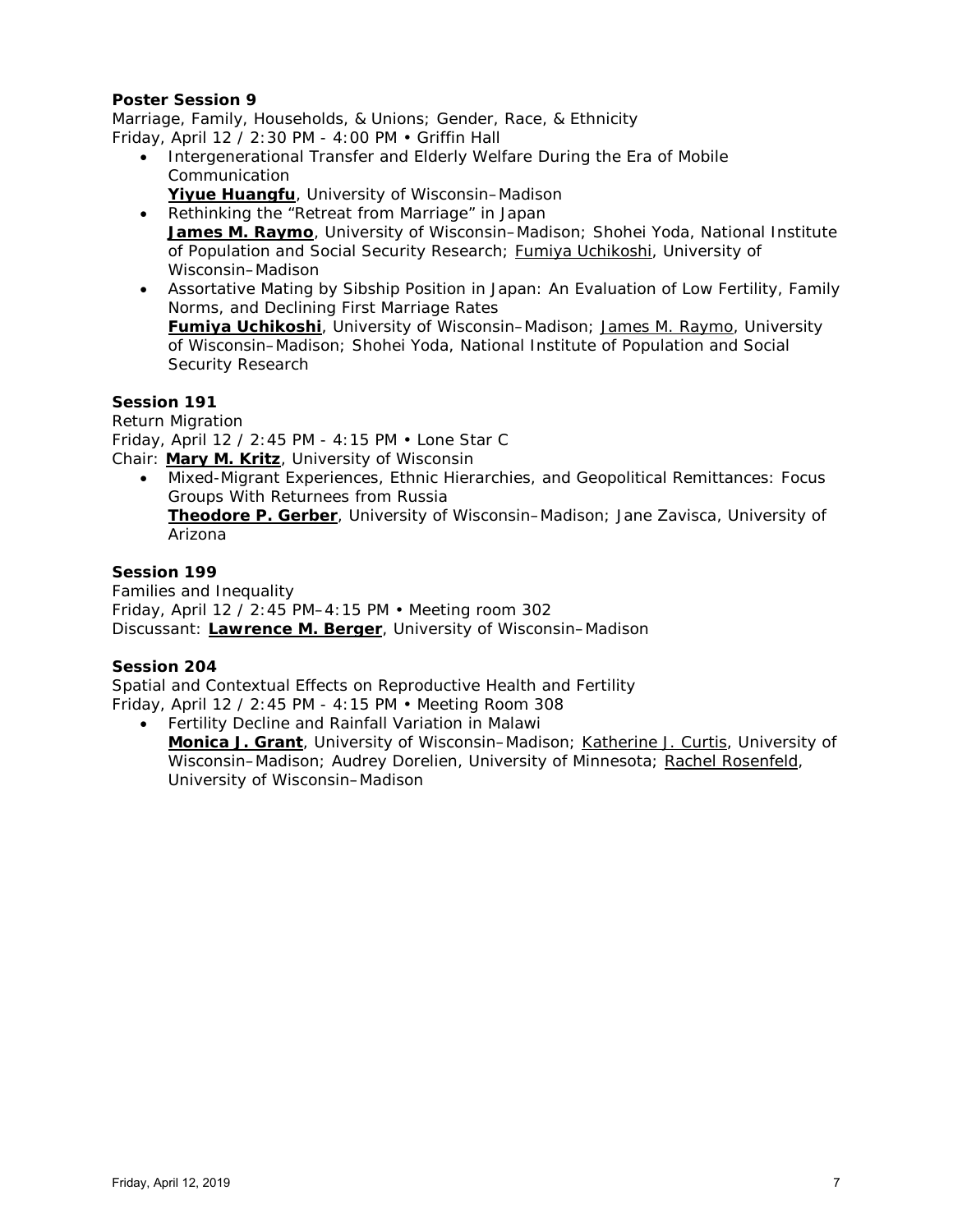**Poster Session 9**

Marriage, Family, Households, & Unions; Gender, Race, & Ethnicity
Friday, April 12 / 2:30 PM - 4:00 PM • Griffin Hall

- Intergenerational Transfer and Elderly Welfare During the Era of Mobile Communication
  **Yiyue Huangfu**, University of Wisconsin–Madison
- Rethinking the "Retreat from Marriage" in Japan
  **James M. Raymo**, University of Wisconsin–Madison; Shohei Yoda, National Institute of Population and Social Security Research; Fumiya Uchikoshi, University of Wisconsin–Madison
- Assortative Mating by Sibship Position in Japan: An Evaluation of Low Fertility, Family Norms, and Declining First Marriage Rates
  **Fumiya Uchikoshi**, University of Wisconsin–Madison; James M. Raymo, University of Wisconsin–Madison; Shohei Yoda, National Institute of Population and Social Security Research

**Session 191**

Return Migration
Friday, April 12 / 2:45 PM - 4:15 PM • Lone Star C
Chair: **Mary M. Kritz**, University of Wisconsin

- Mixed-Migrant Experiences, Ethnic Hierarchies, and Geopolitical Remittances: Focus Groups With Returnees from Russia
  **Theodore P. Gerber**, University of Wisconsin–Madison; Jane Zavisca, University of Arizona

**Session 199**

Families and Inequality
Friday, April 12 / 2:45 PM–4:15 PM • Meeting room 302
Discussant: **Lawrence M. Berger**, University of Wisconsin–Madison

**Session 204**

Spatial and Contextual Effects on Reproductive Health and Fertility
Friday, April 12 / 2:45 PM - 4:15 PM • Meeting Room 308

- Fertility Decline and Rainfall Variation in Malawi
  **Monica J. Grant**, University of Wisconsin–Madison; Katherine J. Curtis, University of Wisconsin–Madison; Audrey Dorelien, University of Minnesota; Rachel Rosenfeld, University of Wisconsin–Madison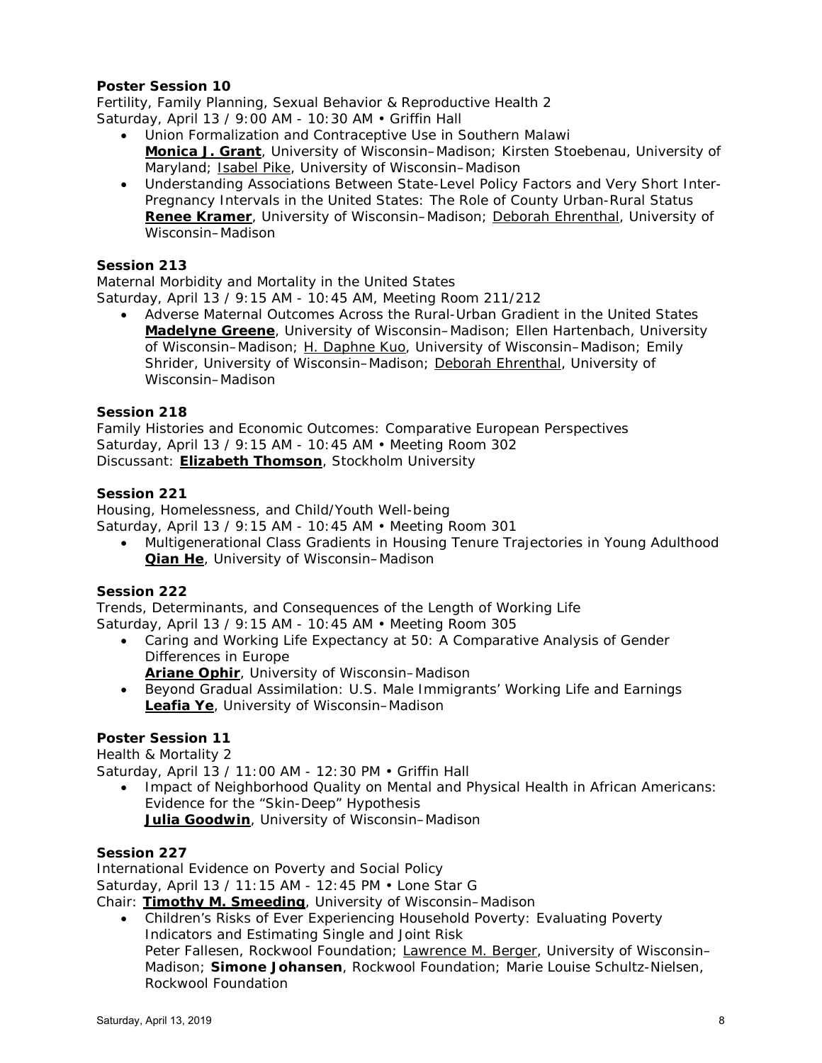**Poster Session 10**
Fertility, Family Planning, Sexual Behavior & Reproductive Health 2
Saturday, April 13 / 9:00 AM - 10:30 AM • Griffin Hall

- Union Formalization and Contraceptive Use in Southern Malawi
  **Monica J. Grant**, University of Wisconsin–Madison; Kirsten Stoebenau, University of Maryland; Isabel Pike, University of Wisconsin–Madison
- Understanding Associations Between State-Level Policy Factors and Very Short Inter-Pregnancy Intervals in the United States: The Role of County Urban-Rural Status
  **Renee Kramer**, University of Wisconsin–Madison; Deborah Ehrenthal, University of Wisconsin–Madison

**Session 213**
Maternal Morbidity and Mortality in the United States
Saturday, April 13 / 9:15 AM - 10:45 AM, Meeting Room 211/212

- Adverse Maternal Outcomes Across the Rural-Urban Gradient in the United States
  **Madelyne Greene**, University of Wisconsin–Madison; Ellen Hartenbach, University of Wisconsin–Madison; H. Daphne Kuo, University of Wisconsin–Madison; Emily Shrider, University of Wisconsin–Madison; Deborah Ehrenthal, University of Wisconsin–Madison

**Session 218**
Family Histories and Economic Outcomes: Comparative European Perspectives
Saturday, April 13 / 9:15 AM - 10:45 AM • Meeting Room 302
Discussant: **Elizabeth Thomson**, Stockholm University

**Session 221**
Housing, Homelessness, and Child/Youth Well-being
Saturday, April 13 / 9:15 AM - 10:45 AM • Meeting Room 301

- Multigenerational Class Gradients in Housing Tenure Trajectories in Young Adulthood
  **Qian He**, University of Wisconsin–Madison

**Session 222**
Trends, Determinants, and Consequences of the Length of Working Life
Saturday, April 13 / 9:15 AM - 10:45 AM • Meeting Room 305

- Caring and Working Life Expectancy at 50: A Comparative Analysis of Gender Differences in Europe
  **Ariane Ophir**, University of Wisconsin–Madison
- Beyond Gradual Assimilation: U.S. Male Immigrants' Working Life and Earnings
  **Leafia Ye**, University of Wisconsin–Madison

**Poster Session 11**
Health & Mortality 2
Saturday, April 13 / 11:00 AM - 12:30 PM • Griffin Hall

- Impact of Neighborhood Quality on Mental and Physical Health in African Americans: Evidence for the "Skin-Deep" Hypothesis
  **Julia Goodwin**, University of Wisconsin–Madison

**Session 227**
International Evidence on Poverty and Social Policy
Saturday, April 13 / 11:15 AM - 12:45 PM • Lone Star G
Chair: **Timothy M. Smeeding**, University of Wisconsin–Madison

- Children's Risks of Ever Experiencing Household Poverty: Evaluating Poverty Indicators and Estimating Single and Joint Risk
  Peter Fallesen, Rockwool Foundation; Lawrence M. Berger, University of Wisconsin–Madison; **Simone Johansen**, Rockwool Foundation; Marie Louise Schultz-Nielsen, Rockwool Foundation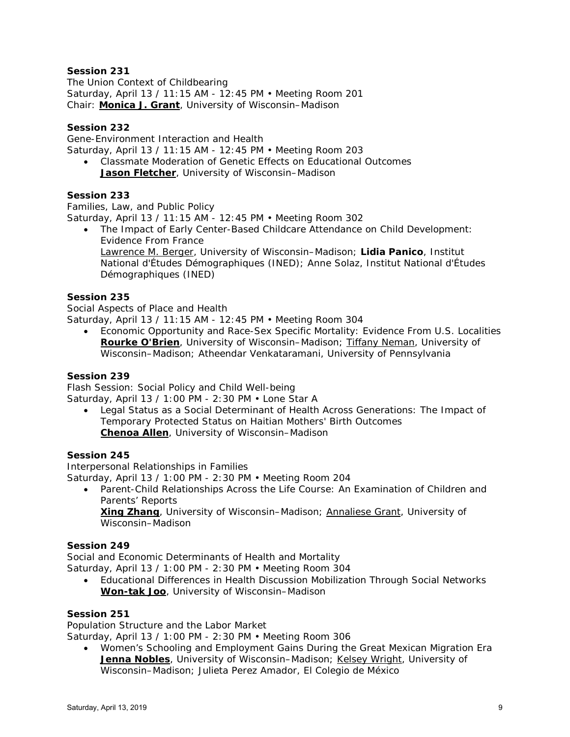**Session 231**
The Union Context of Childbearing
Saturday, April 13 / 11:15 AM - 12:45 PM • Meeting Room 201
Chair: **Monica J. Grant**, University of Wisconsin–Madison

**Session 232**
Gene-Environment Interaction and Health
Saturday, April 13 / 11:15 AM - 12:45 PM • Meeting Room 203

- Classmate Moderation of Genetic Effects on Educational Outcomes
  **Jason Fletcher**, University of Wisconsin–Madison

**Session 233**
Families, Law, and Public Policy
Saturday, April 13 / 11:15 AM - 12:45 PM • Meeting Room 302

- The Impact of Early Center-Based Childcare Attendance on Child Development: Evidence From France
  Lawrence M. Berger, University of Wisconsin–Madison; **Lidia Panico**, Institut National d'Études Démographiques (INED); Anne Solaz, Institut National d'Études Démographiques (INED)

**Session 235**
Social Aspects of Place and Health
Saturday, April 13 / 11:15 AM - 12:45 PM • Meeting Room 304

- Economic Opportunity and Race-Sex Specific Mortality: Evidence From U.S. Localities
  **Rourke O'Brien**, University of Wisconsin–Madison; Tiffany Neman, University of Wisconsin–Madison; Atheendar Venkataramani, University of Pennsylvania

**Session 239**
Flash Session: Social Policy and Child Well-being
Saturday, April 13 / 1:00 PM - 2:30 PM • Lone Star A

- Legal Status as a Social Determinant of Health Across Generations: The Impact of Temporary Protected Status on Haitian Mothers' Birth Outcomes
  **Chenoa Allen**, University of Wisconsin–Madison

**Session 245**
Interpersonal Relationships in Families
Saturday, April 13 / 1:00 PM - 2:30 PM • Meeting Room 204

- Parent-Child Relationships Across the Life Course: An Examination of Children and Parents' Reports
  **Xing Zhang**, University of Wisconsin–Madison; Annaliese Grant, University of Wisconsin–Madison

**Session 249**
Social and Economic Determinants of Health and Mortality
Saturday, April 13 / 1:00 PM - 2:30 PM • Meeting Room 304

- Educational Differences in Health Discussion Mobilization Through Social Networks
  **Won-tak Joo**, University of Wisconsin–Madison

**Session 251**
Population Structure and the Labor Market
Saturday, April 13 / 1:00 PM - 2:30 PM • Meeting Room 306

- Women's Schooling and Employment Gains During the Great Mexican Migration Era
  **Jenna Nobles**, University of Wisconsin–Madison; Kelsey Wright, University of Wisconsin–Madison; Julieta Perez Amador, El Colegio de México